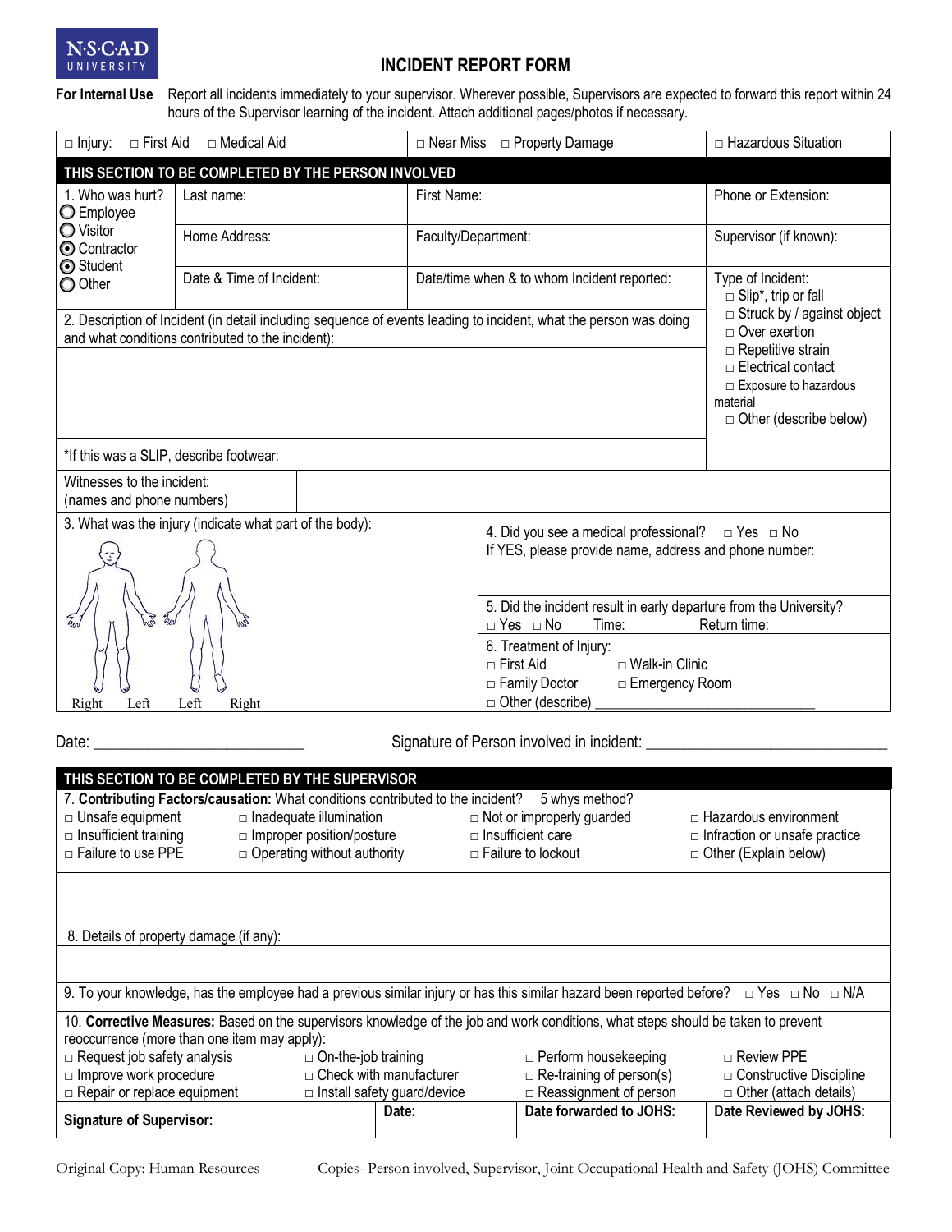NSCAD UNIVERSITY

# INCIDENT REPORT FORM

**For Internal Use** Report all incidents immediately to your supervisor. Wherever possible, Supervisors are expected to forward this report within 24 hours of the Supervisor learning of the incident. Attach additional pages/photos if necessary.

| □ Injury: □ First Aid □ Medical Aid | □ Near Miss □ Property Damage | □ Hazardous Situation |
|---|---|---|

**THIS SECTION TO BE COMPLETED BY THE PERSON INVOLVED**

| 1. Who was hurt? ○ Employee ○ Visitor ⊙ Contractor ⊙ Student ○ Other | Last name: | First Name: | Phone or Extension: |
|---|---|---|---|
| | Home Address: | Faculty/Department: | Supervisor (if known): |
| | Date & Time of Incident: | Date/time when & to whom Incident reported: | Type of Incident: □ Slip*, trip or fall □ Struck by / against object □ Over exertion □ Repetitive strain □ Electrical contact □ Exposure to hazardous material □ Other (describe below) |

2. Description of Incident (in detail including sequence of events leading to incident, what the person was doing and what conditions contributed to the incident):

*If this was a SLIP, describe footwear:

Witnesses to the incident:
(names and phone numbers)

3. What was the injury (indicate what part of the body):

Right Left Left Right

4. Did you see a medical professional? □ Yes □ No
If YES, please provide name, address and phone number:

5. Did the incident result in early departure from the University?
□ Yes □ No Time: Return time:

6. Treatment of Injury:
□ First Aid □ Walk-in Clinic
□ Family Doctor □ Emergency Room
□ Other (describe) ______________________________

Date: ___________________________ Signature of Person involved in incident: _______________________________

**THIS SECTION TO BE COMPLETED BY THE SUPERVISOR**

7. **Contributing Factors/causation:** What conditions contributed to the incident? 5 whys method?

| | | | |
|---|---|---|---|
| □ Unsafe equipment | □ Inadequate illumination | □ Not or improperly guarded | □ Hazardous environment |
| □ Insufficient training | □ Improper position/posture | □ Insufficient care | □ Infraction or unsafe practice |
| □ Failure to use PPE | □ Operating without authority | □ Failure to lockout | □ Other (Explain below) |

8. Details of property damage (if any):

9. To your knowledge, has the employee had a previous similar injury or has this similar hazard been reported before? □ Yes □ No □ N/A

10. **Corrective Measures:** Based on the supervisors knowledge of the job and work conditions, what steps should be taken to prevent reoccurrence (more than one item may apply):

| | | | |
|---|---|---|---|
| □ Request job safety analysis | □ On-the-job training | □ Perform housekeeping | □ Review PPE |
| □ Improve work procedure | □ Check with manufacturer | □ Re-training of person(s) | □ Constructive Discipline |
| □ Repair or replace equipment | □ Install safety guard/device | □ Reassignment of person | □ Other (attach details) |

| **Signature of Supervisor:** | **Date:** | **Date forwarded to JOHS:** | **Date Reviewed by JOHS:** |
|---|---|---|---|

Original Copy: Human Resources Copies- Person involved, Supervisor, Joint Occupational Health and Safety (JOHS) Committee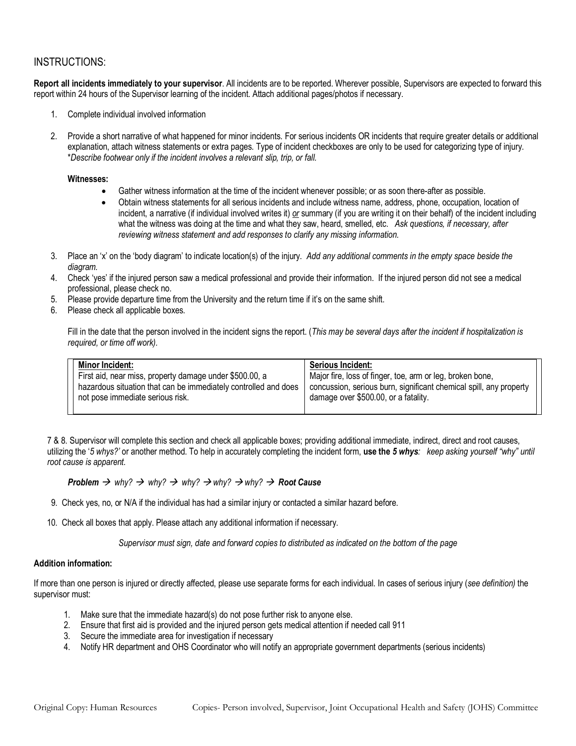## INSTRUCTIONS:

**Report all incidents immediately to your supervisor**. All incidents are to be reported. Wherever possible, Supervisors are expected to forward this report within 24 hours of the Supervisor learning of the incident. Attach additional pages/photos if necessary.

1. Complete individual involved information
2. Provide a short narrative of what happened for minor incidents. For serious incidents OR incidents that require greater details or additional explanation, attach witness statements or extra pages. Type of incident checkboxes are only to be used for categorizing type of injury. *\*Describe footwear only if the incident involves a relevant slip, trip, or fall.*

   **Witnesses:**

   - Gather witness information at the time of the incident whenever possible; or as soon there-after as possible.
   - Obtain witness statements for all serious incidents and include witness name, address, phone, occupation, location of incident, a narrative (if individual involved writes it) *or* summary (if you are writing it on their behalf) of the incident including what the witness was doing at the time and what they saw, heard, smelled, etc. *Ask questions, if necessary, after reviewing witness statement and add responses to clarify any missing information.*

3. Place an 'x' on the 'body diagram' to indicate location(s) of the injury. *Add any additional comments in the empty space beside the diagram.*
4. Check 'yes' if the injured person saw a medical professional and provide their information. If the injured person did not see a medical professional, please check no.
5. Please provide departure time from the University and the return time if it's on the same shift.
6. Please check all applicable boxes.

   Fill in the date that the person involved in the incident signs the report. (*This may be several days after the incident if hospitalization is required, or time off work).*

| **Minor Incident:** | **Serious Incident:** |
|---|---|
| First aid, near miss, property damage under $500.00, a hazardous situation that can be immediately controlled and does not pose immediate serious risk. | Major fire, loss of finger, toe, arm or leg, broken bone, concussion, serious burn, significant chemical spill, any property damage over $500.00, or a fatality. |

7 & 8. Supervisor will complete this section and check all applicable boxes; providing additional immediate, indirect, direct and root causes, utilizing the '*5 whys?'* or another method. To help in accurately completing the incident form, **use the *5 whys***: *keep asking yourself "why" until root cause is apparent.*

***Problem*** → *why?* → *why?* → *why?* → *why?* → *why?* → ***Root Cause***

9. Check yes, no, or N/A if the individual has had a similar injury or contacted a similar hazard before.

10. Check all boxes that apply. Please attach any additional information if necessary.

*Supervisor must sign, date and forward copies to distributed as indicated on the bottom of the page*

**Addition information:**

If more than one person is injured or directly affected, please use separate forms for each individual. In cases of serious injury (*see definition)* the supervisor must:

1. Make sure that the immediate hazard(s) do not pose further risk to anyone else.
2. Ensure that first aid is provided and the injured person gets medical attention if needed call 911
3. Secure the immediate area for investigation if necessary
4. Notify HR department and OHS Coordinator who will notify an appropriate government departments (serious incidents)

Original Copy: Human Resources Copies- Person involved, Supervisor, Joint Occupational Health and Safety (JOHS) Committee